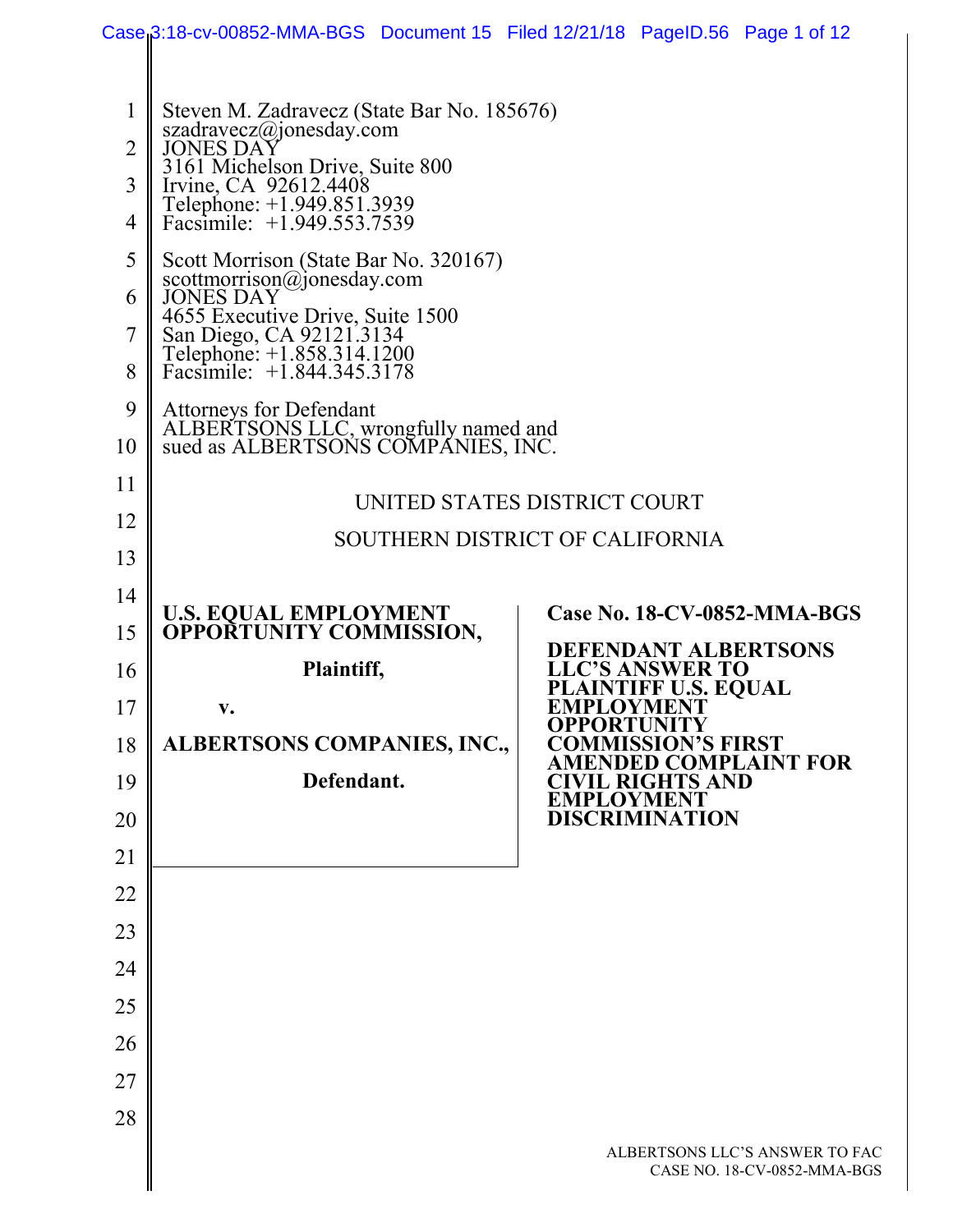Steven M. Zadravecz (State Bar No. 185676)
szadravecz@jonesday.com
JONES DAY
3161 Michelson Drive, Suite 800
Irvine, CA 92612.4408
Telephone: +1.949.851.3939
Facsimile: +1.949.553.7539

Scott Morrison (State Bar No. 320167)
scottmorrison@jonesday.com
JONES DAY
4655 Executive Drive, Suite 1500
San Diego, CA 92121.3134
Telephone: +1.858.314.1200
Facsimile: +1.844.345.3178

Attorneys for Defendant
ALBERTSONS LLC, wrongfully named and sued as ALBERTSONS COMPANIES, INC.

UNITED STATES DISTRICT COURT

SOUTHERN DISTRICT OF CALIFORNIA

**U.S. EQUAL EMPLOYMENT OPPORTUNITY COMMISSION,**

**Plaintiff,**

**v.**

**ALBERTSONS COMPANIES, INC.,**

**Defendant.**

**Case No. 18-CV-0852-MMA-BGS**

**DEFENDANT ALBERTSONS LLC'S ANSWER TO PLAINTIFF U.S. EQUAL EMPLOYMENT OPPORTUNITY COMMISSION'S FIRST AMENDED COMPLAINT FOR CIVIL RIGHTS AND EMPLOYMENT DISCRIMINATION**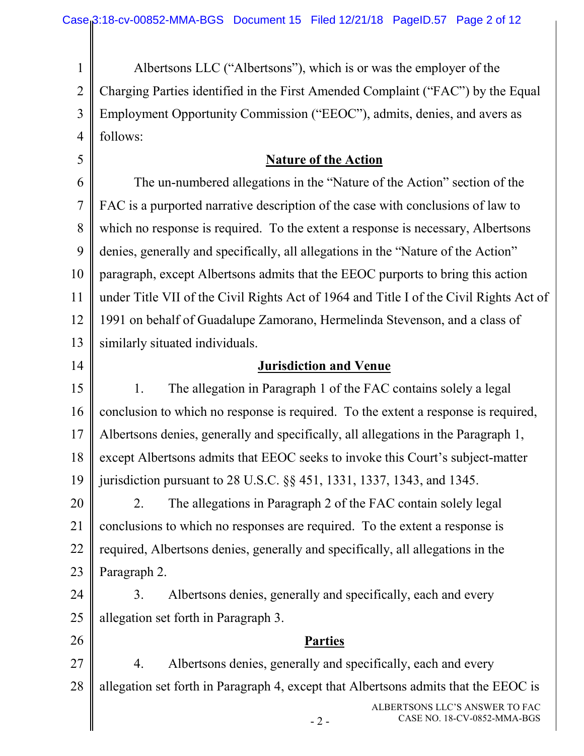Albertsons LLC ("Albertsons"), which is or was the employer of the Charging Parties identified in the First Amended Complaint ("FAC") by the Equal Employment Opportunity Commission ("EEOC"), admits, denies, and avers as follows:

## Nature of the Action

The un-numbered allegations in the "Nature of the Action" section of the FAC is a purported narrative description of the case with conclusions of law to which no response is required. To the extent a response is necessary, Albertsons denies, generally and specifically, all allegations in the "Nature of the Action" paragraph, except Albertsons admits that the EEOC purports to bring this action under Title VII of the Civil Rights Act of 1964 and Title I of the Civil Rights Act of 1991 on behalf of Guadalupe Zamorano, Hermelinda Stevenson, and a class of similarly situated individuals.

## Jurisdiction and Venue

1. The allegation in Paragraph 1 of the FAC contains solely a legal conclusion to which no response is required. To the extent a response is required, Albertsons denies, generally and specifically, all allegations in the Paragraph 1, except Albertsons admits that EEOC seeks to invoke this Court's subject-matter jurisdiction pursuant to 28 U.S.C. §§ 451, 1331, 1337, 1343, and 1345.

2. The allegations in Paragraph 2 of the FAC contain solely legal conclusions to which no responses are required. To the extent a response is required, Albertsons denies, generally and specifically, all allegations in the Paragraph 2.

3. Albertsons denies, generally and specifically, each and every allegation set forth in Paragraph 3.

## Parties

4. Albertsons denies, generally and specifically, each and every allegation set forth in Paragraph 4, except that Albertsons admits that the EEOC is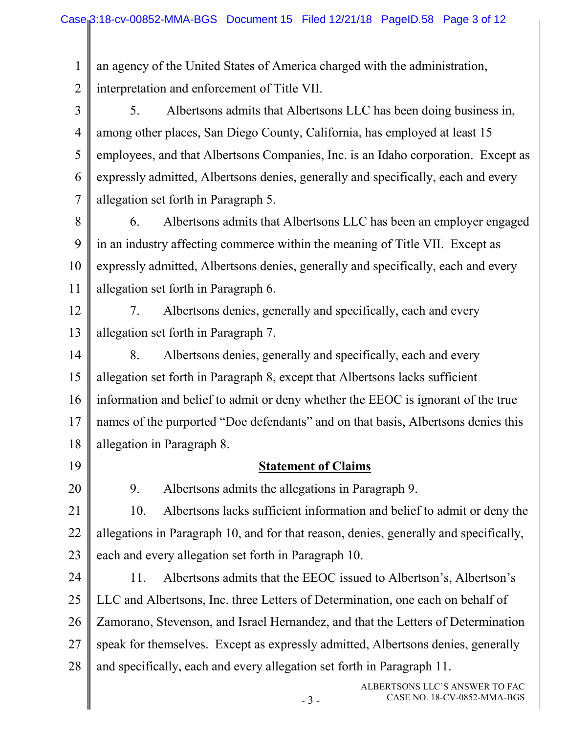an agency of the United States of America charged with the administration, interpretation and enforcement of Title VII.

5. Albertsons admits that Albertsons LLC has been doing business in, among other places, San Diego County, California, has employed at least 15 employees, and that Albertsons Companies, Inc. is an Idaho corporation. Except as expressly admitted, Albertsons denies, generally and specifically, each and every allegation set forth in Paragraph 5.

6. Albertsons admits that Albertsons LLC has been an employer engaged in an industry affecting commerce within the meaning of Title VII. Except as expressly admitted, Albertsons denies, generally and specifically, each and every allegation set forth in Paragraph 6.

7. Albertsons denies, generally and specifically, each and every allegation set forth in Paragraph 7.

8. Albertsons denies, generally and specifically, each and every allegation set forth in Paragraph 8, except that Albertsons lacks sufficient information and belief to admit or deny whether the EEOC is ignorant of the true names of the purported "Doe defendants" and on that basis, Albertsons denies this allegation in Paragraph 8.

**Statement of Claims**

9. Albertsons admits the allegations in Paragraph 9.

10. Albertsons lacks sufficient information and belief to admit or deny the allegations in Paragraph 10, and for that reason, denies, generally and specifically, each and every allegation set forth in Paragraph 10.

11. Albertsons admits that the EEOC issued to Albertson's, Albertson's LLC and Albertsons, Inc. three Letters of Determination, one each on behalf of Zamorano, Stevenson, and Israel Hernandez, and that the Letters of Determination speak for themselves. Except as expressly admitted, Albertsons denies, generally and specifically, each and every allegation set forth in Paragraph 11.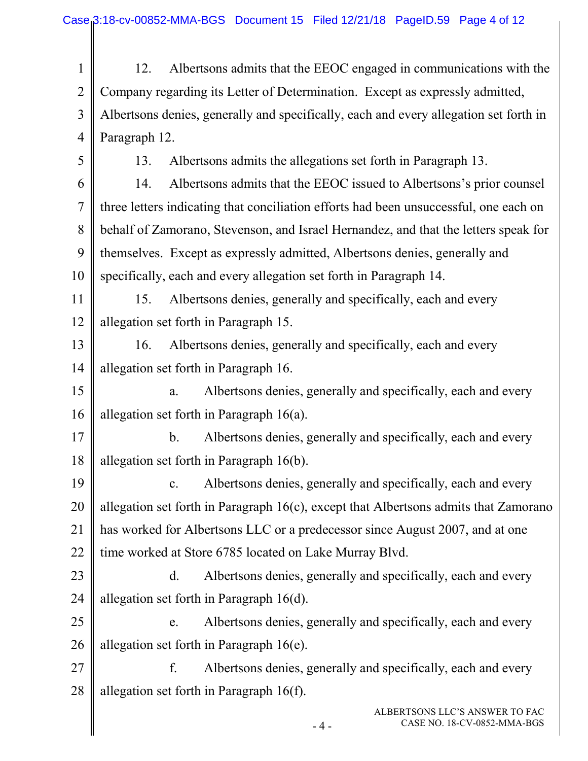12. Albertsons admits that the EEOC engaged in communications with the Company regarding its Letter of Determination. Except as expressly admitted, Albertsons denies, generally and specifically, each and every allegation set forth in Paragraph 12.

13. Albertsons admits the allegations set forth in Paragraph 13.

14. Albertsons admits that the EEOC issued to Albertsons's prior counsel three letters indicating that conciliation efforts had been unsuccessful, one each on behalf of Zamorano, Stevenson, and Israel Hernandez, and that the letters speak for themselves. Except as expressly admitted, Albertsons denies, generally and specifically, each and every allegation set forth in Paragraph 14.

15. Albertsons denies, generally and specifically, each and every allegation set forth in Paragraph 15.

16. Albertsons denies, generally and specifically, each and every allegation set forth in Paragraph 16.

a. Albertsons denies, generally and specifically, each and every allegation set forth in Paragraph 16(a).

b. Albertsons denies, generally and specifically, each and every allegation set forth in Paragraph 16(b).

c. Albertsons denies, generally and specifically, each and every allegation set forth in Paragraph 16(c), except that Albertsons admits that Zamorano has worked for Albertsons LLC or a predecessor since August 2007, and at one time worked at Store 6785 located on Lake Murray Blvd.

d. Albertsons denies, generally and specifically, each and every allegation set forth in Paragraph 16(d).

e. Albertsons denies, generally and specifically, each and every allegation set forth in Paragraph 16(e).

f. Albertsons denies, generally and specifically, each and every allegation set forth in Paragraph 16(f).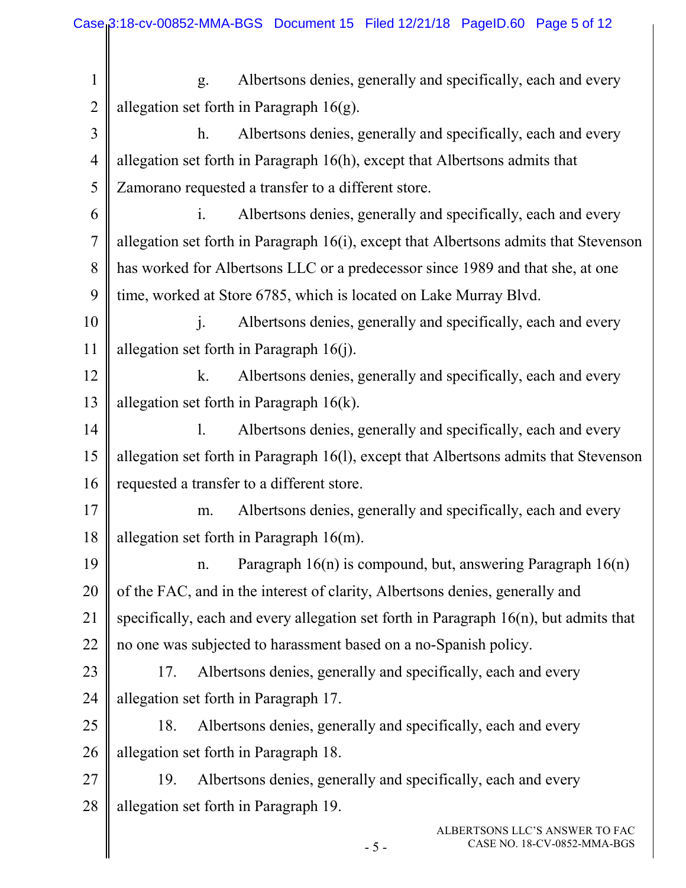g. Albertsons denies, generally and specifically, each and every allegation set forth in Paragraph 16(g).

h. Albertsons denies, generally and specifically, each and every allegation set forth in Paragraph 16(h), except that Albertsons admits that Zamorano requested a transfer to a different store.

i. Albertsons denies, generally and specifically, each and every allegation set forth in Paragraph 16(i), except that Albertsons admits that Stevenson has worked for Albertsons LLC or a predecessor since 1989 and that she, at one time, worked at Store 6785, which is located on Lake Murray Blvd.

j. Albertsons denies, generally and specifically, each and every allegation set forth in Paragraph 16(j).

k. Albertsons denies, generally and specifically, each and every allegation set forth in Paragraph 16(k).

l. Albertsons denies, generally and specifically, each and every allegation set forth in Paragraph 16(l), except that Albertsons admits that Stevenson requested a transfer to a different store.

m. Albertsons denies, generally and specifically, each and every allegation set forth in Paragraph 16(m).

n. Paragraph 16(n) is compound, but, answering Paragraph 16(n) of the FAC, and in the interest of clarity, Albertsons denies, generally and specifically, each and every allegation set forth in Paragraph 16(n), but admits that no one was subjected to harassment based on a no-Spanish policy.

17. Albertsons denies, generally and specifically, each and every allegation set forth in Paragraph 17.

18. Albertsons denies, generally and specifically, each and every allegation set forth in Paragraph 18.

19. Albertsons denies, generally and specifically, each and every allegation set forth in Paragraph 19.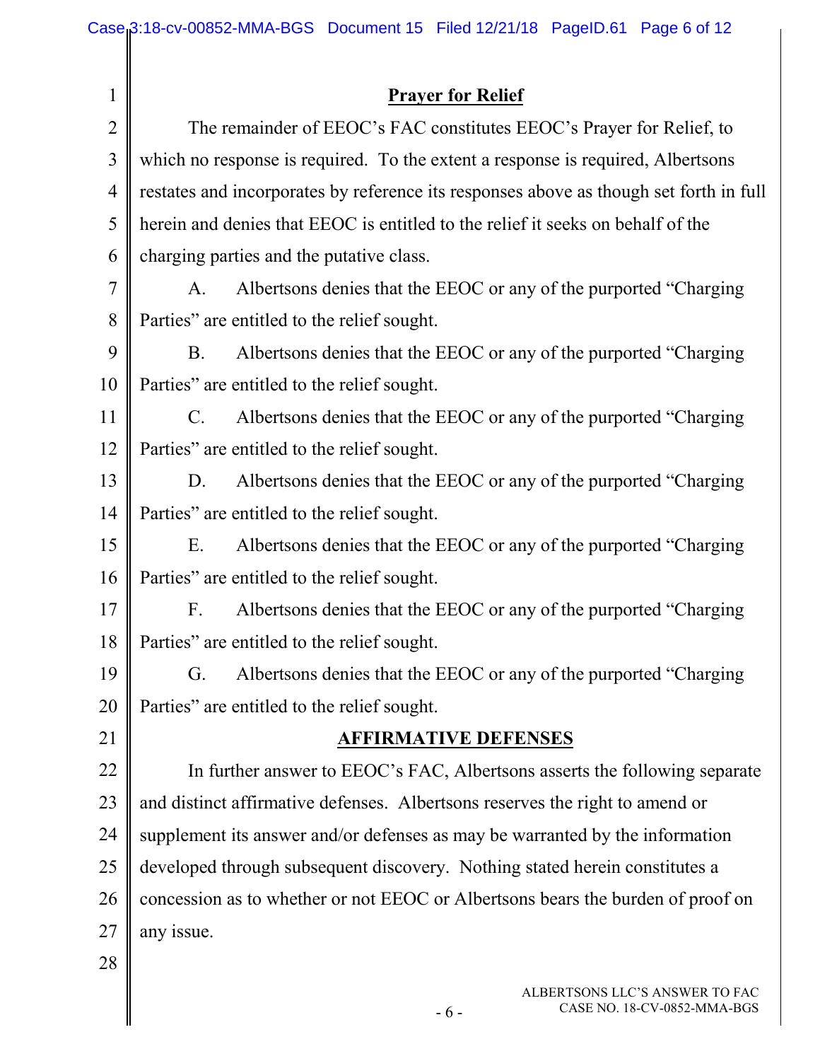## Prayer for Relief

The remainder of EEOC's FAC constitutes EEOC's Prayer for Relief, to which no response is required. To the extent a response is required, Albertsons restates and incorporates by reference its responses above as though set forth in full herein and denies that EEOC is entitled to the relief it seeks on behalf of the charging parties and the putative class.

A. Albertsons denies that the EEOC or any of the purported "Charging Parties" are entitled to the relief sought.

B. Albertsons denies that the EEOC or any of the purported "Charging Parties" are entitled to the relief sought.

C. Albertsons denies that the EEOC or any of the purported "Charging Parties" are entitled to the relief sought.

D. Albertsons denies that the EEOC or any of the purported "Charging Parties" are entitled to the relief sought.

E. Albertsons denies that the EEOC or any of the purported "Charging Parties" are entitled to the relief sought.

F. Albertsons denies that the EEOC or any of the purported "Charging Parties" are entitled to the relief sought.

G. Albertsons denies that the EEOC or any of the purported "Charging Parties" are entitled to the relief sought.

## AFFIRMATIVE DEFENSES

In further answer to EEOC's FAC, Albertsons asserts the following separate and distinct affirmative defenses. Albertsons reserves the right to amend or supplement its answer and/or defenses as may be warranted by the information developed through subsequent discovery. Nothing stated herein constitutes a concession as to whether or not EEOC or Albertsons bears the burden of proof on any issue.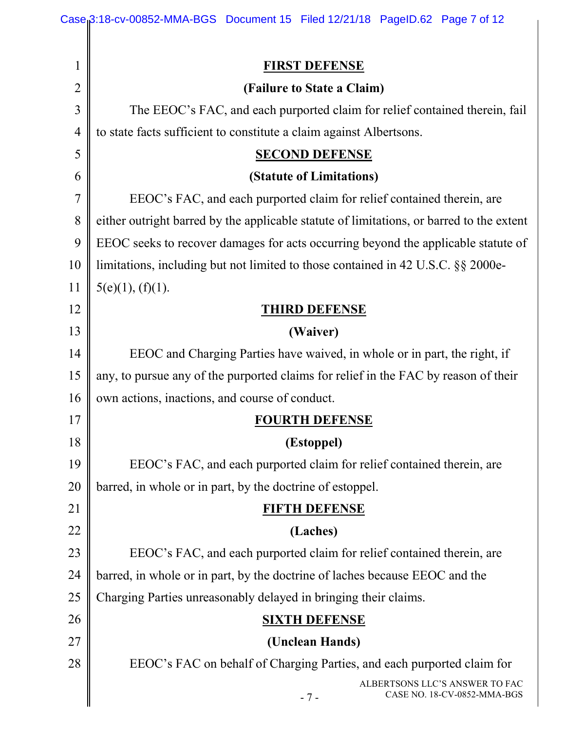**FIRST DEFENSE**

**(Failure to State a Claim)**

The EEOC's FAC, and each purported claim for relief contained therein, fail to state facts sufficient to constitute a claim against Albertsons.

**SECOND DEFENSE**

**(Statute of Limitations)**

EEOC's FAC, and each purported claim for relief contained therein, are either outright barred by the applicable statute of limitations, or barred to the extent EEOC seeks to recover damages for acts occurring beyond the applicable statute of limitations, including but not limited to those contained in 42 U.S.C. §§ 2000e-5(e)(1), (f)(1).

**THIRD DEFENSE**

**(Waiver)**

EEOC and Charging Parties have waived, in whole or in part, the right, if any, to pursue any of the purported claims for relief in the FAC by reason of their own actions, inactions, and course of conduct.

**FOURTH DEFENSE**

**(Estoppel)**

EEOC's FAC, and each purported claim for relief contained therein, are barred, in whole or in part, by the doctrine of estoppel.

**FIFTH DEFENSE**

**(Laches)**

EEOC's FAC, and each purported claim for relief contained therein, are barred, in whole or in part, by the doctrine of laches because EEOC and the Charging Parties unreasonably delayed in bringing their claims.

**SIXTH DEFENSE**

**(Unclean Hands)**

EEOC's FAC on behalf of Charging Parties, and each purported claim for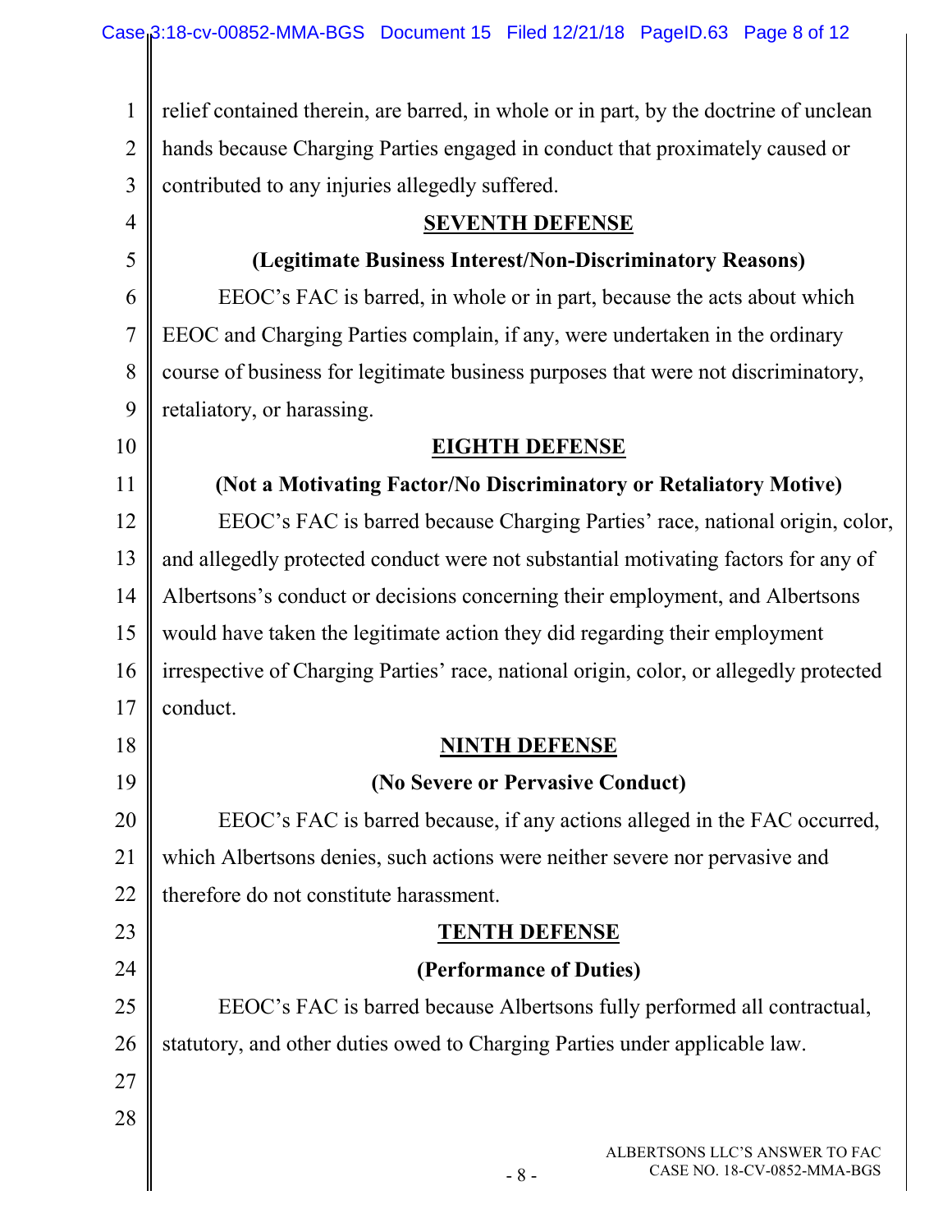relief contained therein, are barred, in whole or in part, by the doctrine of unclean hands because Charging Parties engaged in conduct that proximately caused or contributed to any injuries allegedly suffered.

**SEVENTH DEFENSE**

**(Legitimate Business Interest/Non-Discriminatory Reasons)**

EEOC's FAC is barred, in whole or in part, because the acts about which EEOC and Charging Parties complain, if any, were undertaken in the ordinary course of business for legitimate business purposes that were not discriminatory, retaliatory, or harassing.

**EIGHTH DEFENSE**

**(Not a Motivating Factor/No Discriminatory or Retaliatory Motive)**

EEOC's FAC is barred because Charging Parties' race, national origin, color, and allegedly protected conduct were not substantial motivating factors for any of Albertsons's conduct or decisions concerning their employment, and Albertsons would have taken the legitimate action they did regarding their employment irrespective of Charging Parties' race, national origin, color, or allegedly protected conduct.

**NINTH DEFENSE**

**(No Severe or Pervasive Conduct)**

EEOC's FAC is barred because, if any actions alleged in the FAC occurred, which Albertsons denies, such actions were neither severe nor pervasive and therefore do not constitute harassment.

**TENTH DEFENSE**

**(Performance of Duties)**

EEOC's FAC is barred because Albertsons fully performed all contractual, statutory, and other duties owed to Charging Parties under applicable law.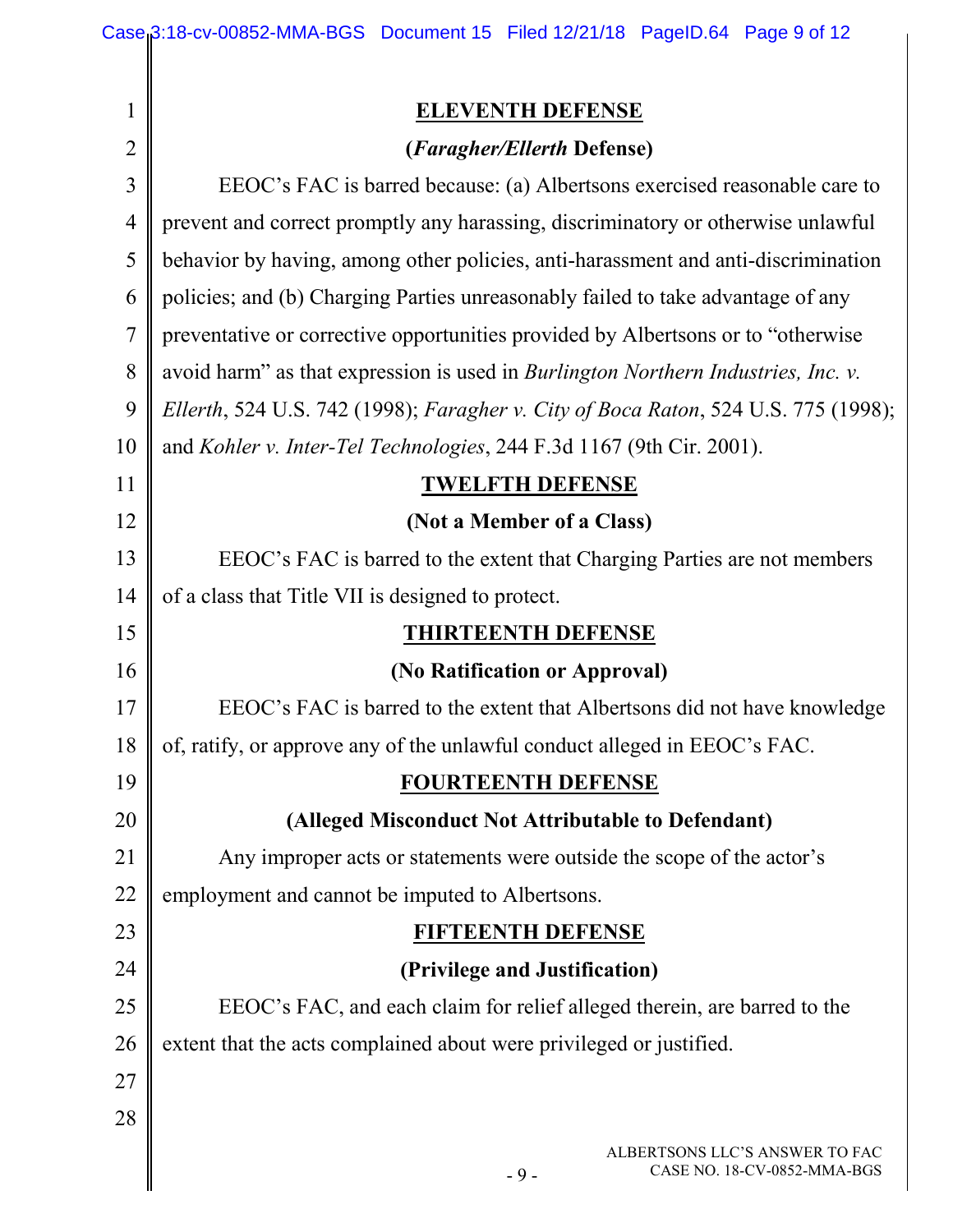**ELEVENTH DEFENSE**

**(*Faragher/Ellerth* Defense)**

EEOC's FAC is barred because: (a) Albertsons exercised reasonable care to prevent and correct promptly any harassing, discriminatory or otherwise unlawful behavior by having, among other policies, anti-harassment and anti-discrimination policies; and (b) Charging Parties unreasonably failed to take advantage of any preventative or corrective opportunities provided by Albertsons or to "otherwise avoid harm" as that expression is used in *Burlington Northern Industries, Inc. v. Ellerth*, 524 U.S. 742 (1998); *Faragher v. City of Boca Raton*, 524 U.S. 775 (1998); and *Kohler v. Inter-Tel Technologies*, 244 F.3d 1167 (9th Cir. 2001).

**TWELFTH DEFENSE**

**(Not a Member of a Class)**

EEOC's FAC is barred to the extent that Charging Parties are not members of a class that Title VII is designed to protect.

**THIRTEENTH DEFENSE**

**(No Ratification or Approval)**

EEOC's FAC is barred to the extent that Albertsons did not have knowledge of, ratify, or approve any of the unlawful conduct alleged in EEOC's FAC.

**FOURTEENTH DEFENSE**

**(Alleged Misconduct Not Attributable to Defendant)**

Any improper acts or statements were outside the scope of the actor's employment and cannot be imputed to Albertsons.

**FIFTEENTH DEFENSE**

**(Privilege and Justification)**

EEOC's FAC, and each claim for relief alleged therein, are barred to the extent that the acts complained about were privileged or justified.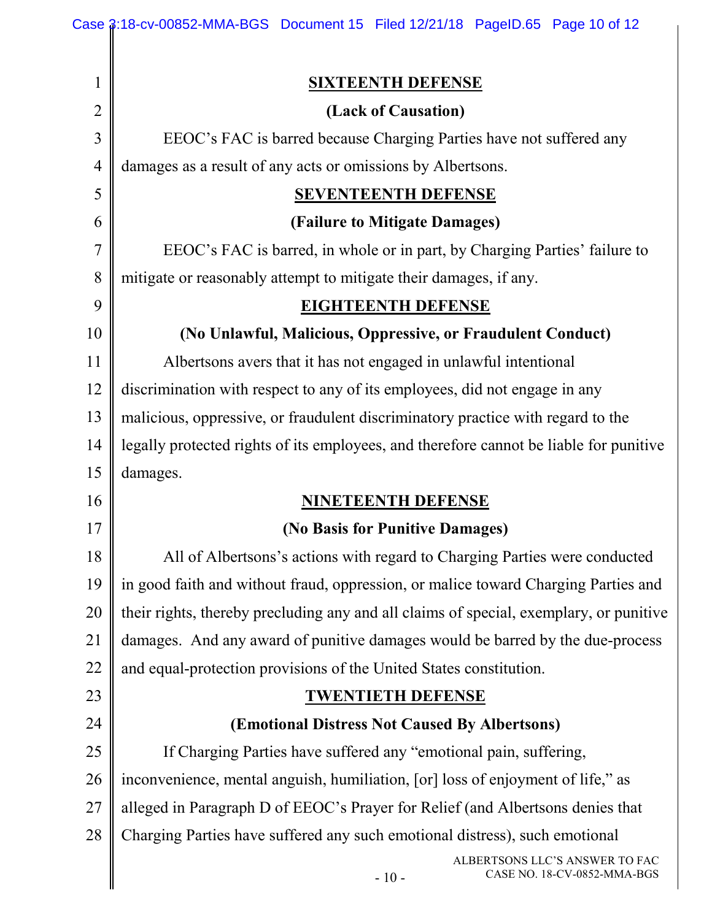**SIXTEENTH DEFENSE**

**(Lack of Causation)**

EEOC's FAC is barred because Charging Parties have not suffered any damages as a result of any acts or omissions by Albertsons.

**SEVENTEENTH DEFENSE**

**(Failure to Mitigate Damages)**

EEOC's FAC is barred, in whole or in part, by Charging Parties' failure to mitigate or reasonably attempt to mitigate their damages, if any.

**EIGHTEENTH DEFENSE**

**(No Unlawful, Malicious, Oppressive, or Fraudulent Conduct)**

Albertsons avers that it has not engaged in unlawful intentional discrimination with respect to any of its employees, did not engage in any malicious, oppressive, or fraudulent discriminatory practice with regard to the legally protected rights of its employees, and therefore cannot be liable for punitive damages.

**NINETEENTH DEFENSE**

**(No Basis for Punitive Damages)**

All of Albertsons's actions with regard to Charging Parties were conducted in good faith and without fraud, oppression, or malice toward Charging Parties and their rights, thereby precluding any and all claims of special, exemplary, or punitive damages. And any award of punitive damages would be barred by the due-process and equal-protection provisions of the United States constitution.

**TWENTIETH DEFENSE**

**(Emotional Distress Not Caused By Albertsons)**

If Charging Parties have suffered any "emotional pain, suffering, inconvenience, mental anguish, humiliation, [or] loss of enjoyment of life," as alleged in Paragraph D of EEOC's Prayer for Relief (and Albertsons denies that Charging Parties have suffered any such emotional distress), such emotional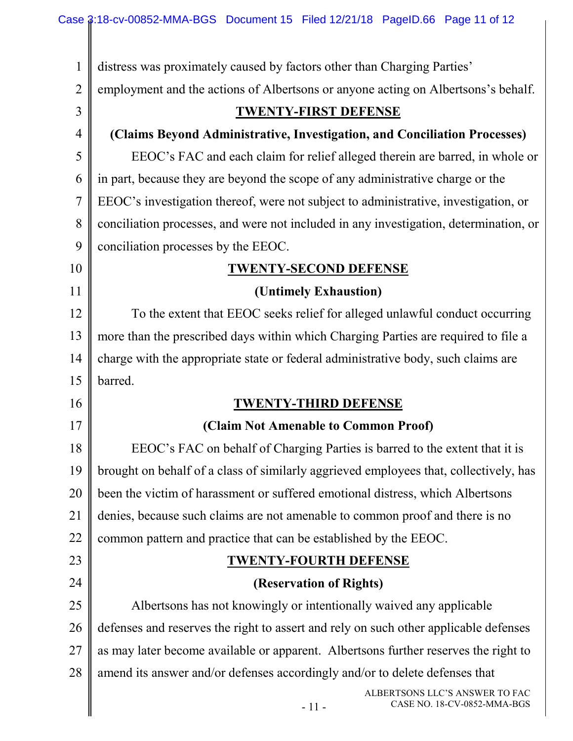distress was proximately caused by factors other than Charging Parties' employment and the actions of Albertsons or anyone acting on Albertsons's behalf.

**TWENTY-FIRST DEFENSE**

**(Claims Beyond Administrative, Investigation, and Conciliation Processes)**

EEOC's FAC and each claim for relief alleged therein are barred, in whole or in part, because they are beyond the scope of any administrative charge or the EEOC's investigation thereof, were not subject to administrative, investigation, or conciliation processes, and were not included in any investigation, determination, or conciliation processes by the EEOC.

**TWENTY-SECOND DEFENSE**

**(Untimely Exhaustion)**

To the extent that EEOC seeks relief for alleged unlawful conduct occurring more than the prescribed days within which Charging Parties are required to file a charge with the appropriate state or federal administrative body, such claims are barred.

**TWENTY-THIRD DEFENSE**

**(Claim Not Amenable to Common Proof)**

EEOC's FAC on behalf of Charging Parties is barred to the extent that it is brought on behalf of a class of similarly aggrieved employees that, collectively, has been the victim of harassment or suffered emotional distress, which Albertsons denies, because such claims are not amenable to common proof and there is no common pattern and practice that can be established by the EEOC.

**TWENTY-FOURTH DEFENSE**

**(Reservation of Rights)**

Albertsons has not knowingly or intentionally waived any applicable defenses and reserves the right to assert and rely on such other applicable defenses as may later become available or apparent. Albertsons further reserves the right to amend its answer and/or defenses accordingly and/or to delete defenses that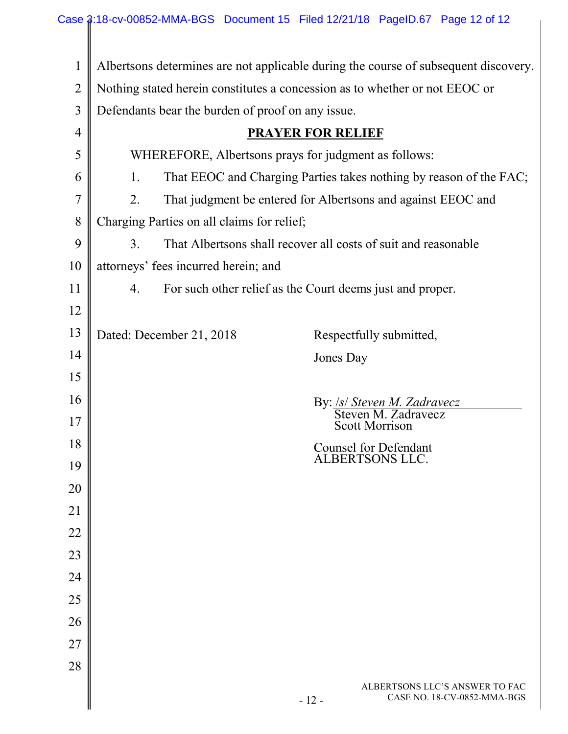Albertsons determines are not applicable during the course of subsequent discovery. Nothing stated herein constitutes a concession as to whether or not EEOC or Defendants bear the burden of proof on any issue.

## PRAYER FOR RELIEF

WHEREFORE, Albertsons prays for judgment as follows:

1. That EEOC and Charging Parties takes nothing by reason of the FAC;
2. That judgment be entered for Albertsons and against EEOC and Charging Parties on all claims for relief;
3. That Albertsons shall recover all costs of suit and reasonable attorneys' fees incurred herein; and
4. For such other relief as the Court deems just and proper.

Dated: December 21, 2018

Respectfully submitted,

Jones Day

By: */s/ Steven M. Zadravecz*
Steven M. Zadravecz
Scott Morrison

Counsel for Defendant
ALBERTSONS LLC.